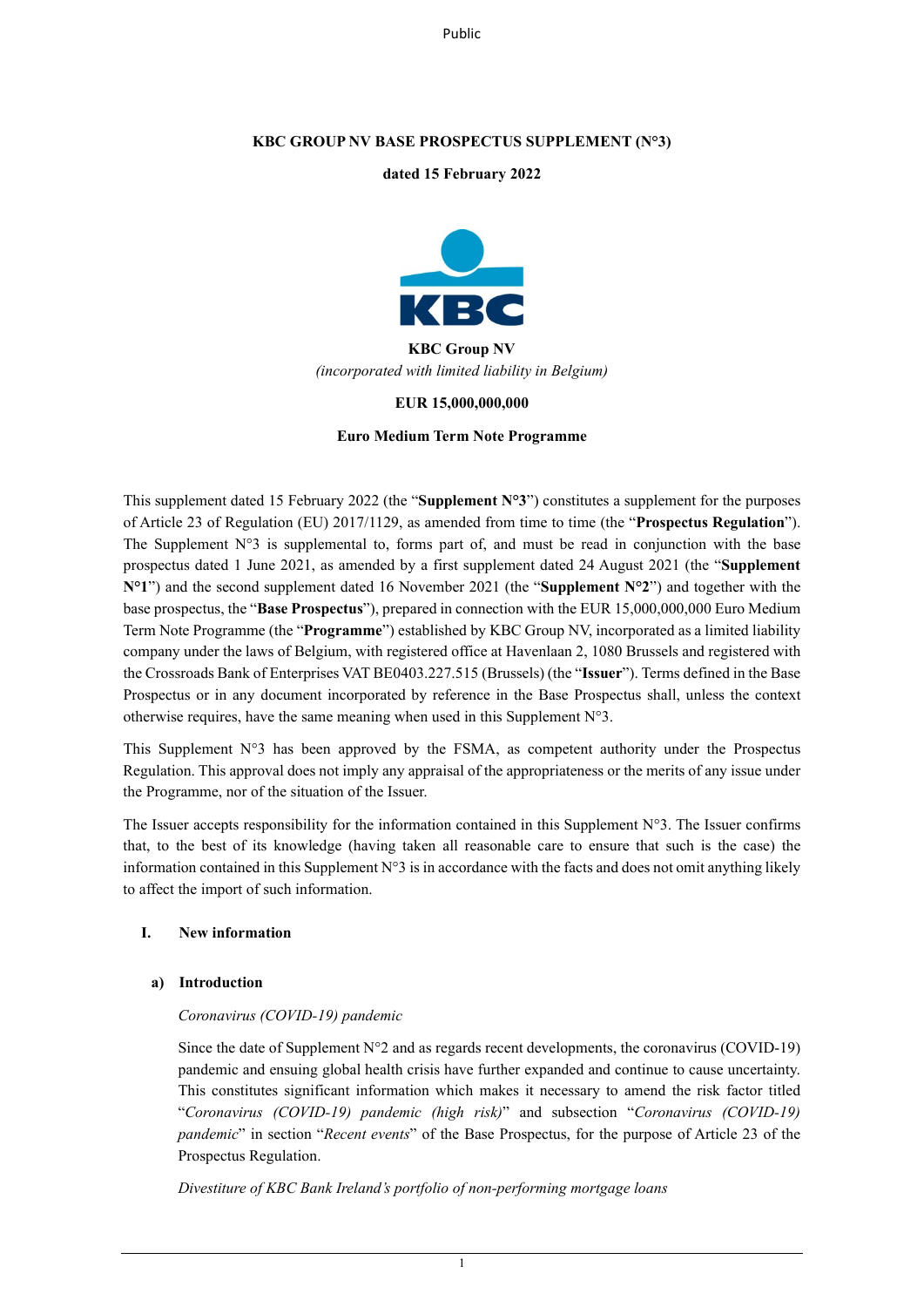Public

**KBC GROUP NV BASE PROSPECTUS SUPPLEMENT (N°3)**

**dated 15 February 2022**

**KBC Group NV**

*(incorporated with limited liability in Belgium)*

**EUR 15,000,000,000**

**Euro Medium Term Note Programme**

This supplement dated 15 February 2022 (the "**Supplement N°3**") constitutes a supplement for the purposes of Article 23 of Regulation (EU) 2017/1129, as amended from time to time (the "**Prospectus Regulation**"). The Supplement N°3 is supplemental to, forms part of, and must be read in conjunction with the base prospectus dated 1 June 2021, as amended by a first supplement dated 24 August 2021 (the "**Supplement N°1**") and the second supplement dated 16 November 2021 (the "**Supplement N°2**") and together with the base prospectus, the "**Base Prospectus**"), prepared in connection with the EUR 15,000,000,000 Euro Medium Term Note Programme (the "**Programme**") established by KBC Group NV, incorporated as a limited liability company under the laws of Belgium, with registered office at Havenlaan 2, 1080 Brussels and registered with the Crossroads Bank of Enterprises VAT BE0403.227.515 (Brussels) (the "**Issuer**"). Terms defined in the Base Prospectus or in any document incorporated by reference in the Base Prospectus shall, unless the context otherwise requires, have the same meaning when used in this Supplement N°3.

This Supplement N°3 has been approved by the FSMA, as competent authority under the Prospectus Regulation. This approval does not imply any appraisal of the appropriateness or the merits of any issue under the Programme, nor of the situation of the Issuer.

The Issuer accepts responsibility for the information contained in this Supplement N°3. The Issuer confirms that, to the best of its knowledge (having taken all reasonable care to ensure that such is the case) the information contained in this Supplement N°3 is in accordance with the facts and does not omit anything likely to affect the import of such information.

## I. New information

### a) Introduction

*Coronavirus (COVID-19) pandemic*

Since the date of Supplement N°2 and as regards recent developments, the coronavirus (COVID-19) pandemic and ensuing global health crisis have further expanded and continue to cause uncertainty. This constitutes significant information which makes it necessary to amend the risk factor titled "*Coronavirus (COVID-19) pandemic (high risk)*" and subsection "*Coronavirus (COVID-19) pandemic*" in section "*Recent events*" of the Base Prospectus, for the purpose of Article 23 of the Prospectus Regulation.

*Divestiture of KBC Bank Ireland's portfolio of non-performing mortgage loans*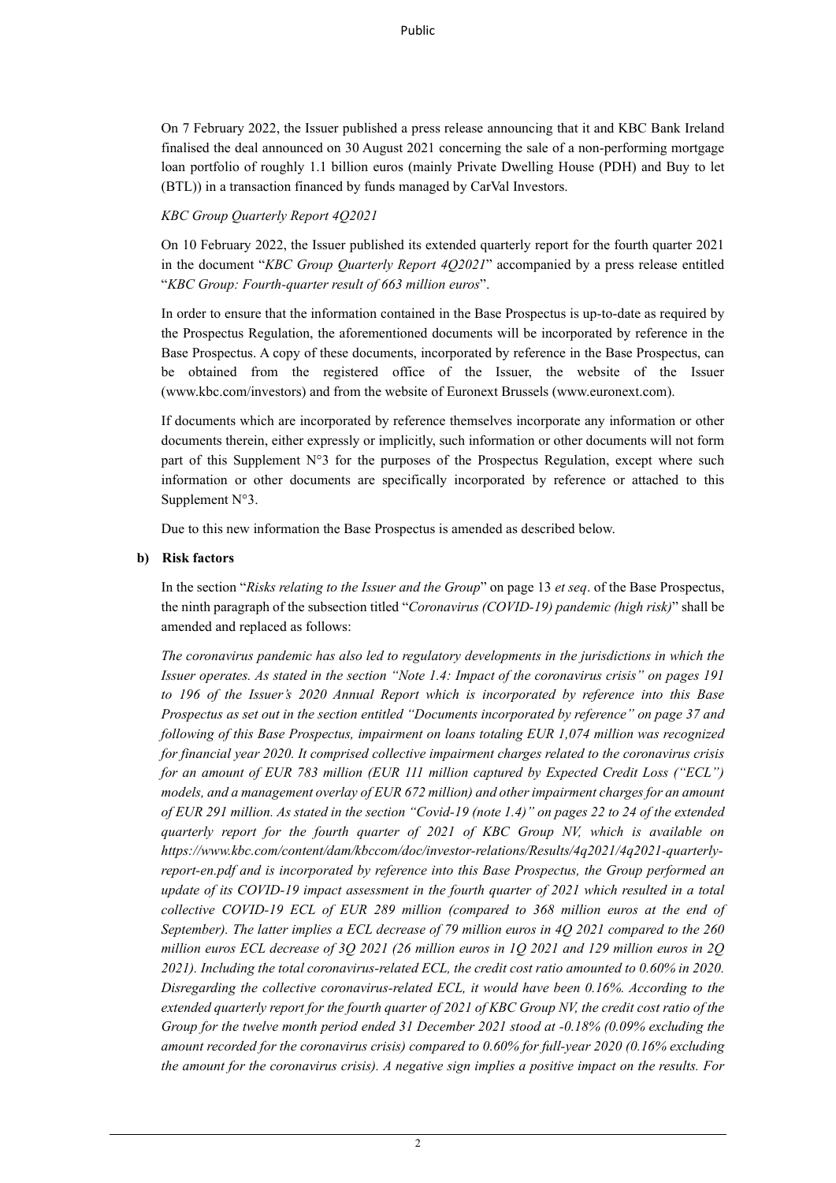On 7 February 2022, the Issuer published a press release announcing that it and KBC Bank Ireland finalised the deal announced on 30 August 2021 concerning the sale of a non-performing mortgage loan portfolio of roughly 1.1 billion euros (mainly Private Dwelling House (PDH) and Buy to let (BTL)) in a transaction financed by funds managed by CarVal Investors.

*KBC Group Quarterly Report 4Q2021*

On 10 February 2022, the Issuer published its extended quarterly report for the fourth quarter 2021 in the document "*KBC Group Quarterly Report 4Q2021*" accompanied by a press release entitled "*KBC Group: Fourth-quarter result of 663 million euros*".

In order to ensure that the information contained in the Base Prospectus is up-to-date as required by the Prospectus Regulation, the aforementioned documents will be incorporated by reference in the Base Prospectus. A copy of these documents, incorporated by reference in the Base Prospectus, can be obtained from the registered office of the Issuer, the website of the Issuer (www.kbc.com/investors) and from the website of Euronext Brussels (www.euronext.com).

If documents which are incorporated by reference themselves incorporate any information or other documents therein, either expressly or implicitly, such information or other documents will not form part of this Supplement N°3 for the purposes of the Prospectus Regulation, except where such information or other documents are specifically incorporated by reference or attached to this Supplement N°3.

Due to this new information the Base Prospectus is amended as described below.

**b) Risk factors**

In the section "*Risks relating to the Issuer and the Group*" on page 13 *et seq*. of the Base Prospectus, the ninth paragraph of the subsection titled "*Coronavirus (COVID-19) pandemic (high risk)*" shall be amended and replaced as follows:

*The coronavirus pandemic has also led to regulatory developments in the jurisdictions in which the Issuer operates. As stated in the section "Note 1.4: Impact of the coronavirus crisis" on pages 191 to 196 of the Issuer's 2020 Annual Report which is incorporated by reference into this Base Prospectus as set out in the section entitled "Documents incorporated by reference" on page 37 and following of this Base Prospectus, impairment on loans totaling EUR 1,074 million was recognized for financial year 2020. It comprised collective impairment charges related to the coronavirus crisis for an amount of EUR 783 million (EUR 111 million captured by Expected Credit Loss ("ECL") models, and a management overlay of EUR 672 million) and other impairment charges for an amount of EUR 291 million. As stated in the section "Covid-19 (note 1.4)" on pages 22 to 24 of the extended quarterly report for the fourth quarter of 2021 of KBC Group NV, which is available on https://www.kbc.com/content/dam/kbccom/doc/investor-relations/Results/4q2021/4q2021-quarterly-report-en.pdf and is incorporated by reference into this Base Prospectus, the Group performed an update of its COVID-19 impact assessment in the fourth quarter of 2021 which resulted in a total collective COVID-19 ECL of EUR 289 million (compared to 368 million euros at the end of September). The latter implies a ECL decrease of 79 million euros in 4Q 2021 compared to the 260 million euros ECL decrease of 3Q 2021 (26 million euros in 1Q 2021 and 129 million euros in 2Q 2021). Including the total coronavirus-related ECL, the credit cost ratio amounted to 0.60% in 2020. Disregarding the collective coronavirus-related ECL, it would have been 0.16%. According to the extended quarterly report for the fourth quarter of 2021 of KBC Group NV, the credit cost ratio of the Group for the twelve month period ended 31 December 2021 stood at -0.18% (0.09% excluding the amount recorded for the coronavirus crisis) compared to 0.60% for full-year 2020 (0.16% excluding the amount for the coronavirus crisis). A negative sign implies a positive impact on the results. For*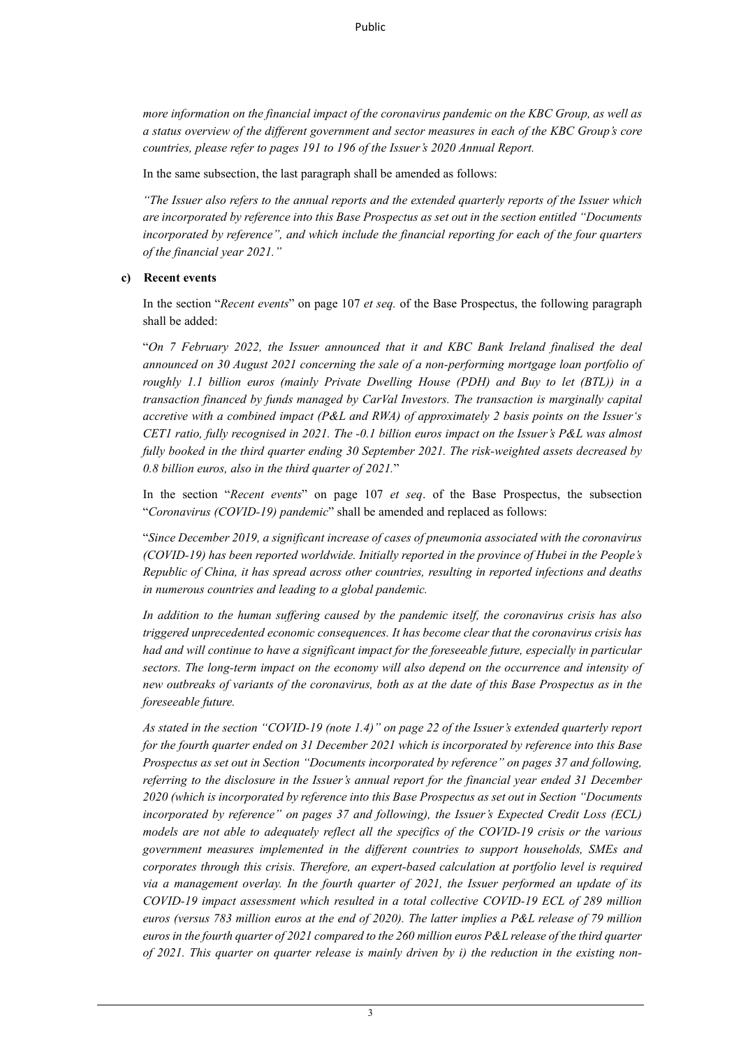*more information on the financial impact of the coronavirus pandemic on the KBC Group, as well as a status overview of the different government and sector measures in each of the KBC Group's core countries, please refer to pages 191 to 196 of the Issuer's 2020 Annual Report.*

In the same subsection, the last paragraph shall be amended as follows:

*"The Issuer also refers to the annual reports and the extended quarterly reports of the Issuer which are incorporated by reference into this Base Prospectus as set out in the section entitled "Documents incorporated by reference", and which include the financial reporting for each of the four quarters of the financial year 2021."*

**c) Recent events**

In the section "*Recent events*" on page 107 *et seq.* of the Base Prospectus, the following paragraph shall be added:

"*On 7 February 2022, the Issuer announced that it and KBC Bank Ireland finalised the deal announced on 30 August 2021 concerning the sale of a non-performing mortgage loan portfolio of roughly 1.1 billion euros (mainly Private Dwelling House (PDH) and Buy to let (BTL)) in a transaction financed by funds managed by CarVal Investors. The transaction is marginally capital accretive with a combined impact (P&L and RWA) of approximately 2 basis points on the Issuer's CET1 ratio, fully recognised in 2021. The -0.1 billion euros impact on the Issuer's P&L was almost fully booked in the third quarter ending 30 September 2021. The risk-weighted assets decreased by 0.8 billion euros, also in the third quarter of 2021.*"

In the section "*Recent events*" on page 107 *et seq*. of the Base Prospectus, the subsection "*Coronavirus (COVID-19) pandemic*" shall be amended and replaced as follows:

"*Since December 2019, a significant increase of cases of pneumonia associated with the coronavirus (COVID-19) has been reported worldwide. Initially reported in the province of Hubei in the People's Republic of China, it has spread across other countries, resulting in reported infections and deaths in numerous countries and leading to a global pandemic.*

*In addition to the human suffering caused by the pandemic itself, the coronavirus crisis has also triggered unprecedented economic consequences. It has become clear that the coronavirus crisis has had and will continue to have a significant impact for the foreseeable future, especially in particular sectors. The long-term impact on the economy will also depend on the occurrence and intensity of new outbreaks of variants of the coronavirus, both as at the date of this Base Prospectus as in the foreseeable future.*

*As stated in the section "COVID-19 (note 1.4)" on page 22 of the Issuer's extended quarterly report for the fourth quarter ended on 31 December 2021 which is incorporated by reference into this Base Prospectus as set out in Section "Documents incorporated by reference" on pages 37 and following, referring to the disclosure in the Issuer's annual report for the financial year ended 31 December 2020 (which is incorporated by reference into this Base Prospectus as set out in Section "Documents incorporated by reference" on pages 37 and following), the Issuer's Expected Credit Loss (ECL) models are not able to adequately reflect all the specifics of the COVID-19 crisis or the various government measures implemented in the different countries to support households, SMEs and corporates through this crisis. Therefore, an expert-based calculation at portfolio level is required via a management overlay. In the fourth quarter of 2021, the Issuer performed an update of its COVID-19 impact assessment which resulted in a total collective COVID-19 ECL of 289 million euros (versus 783 million euros at the end of 2020). The latter implies a P&L release of 79 million euros in the fourth quarter of 2021 compared to the 260 million euros P&L release of the third quarter of 2021. This quarter on quarter release is mainly driven by i) the reduction in the existing non-*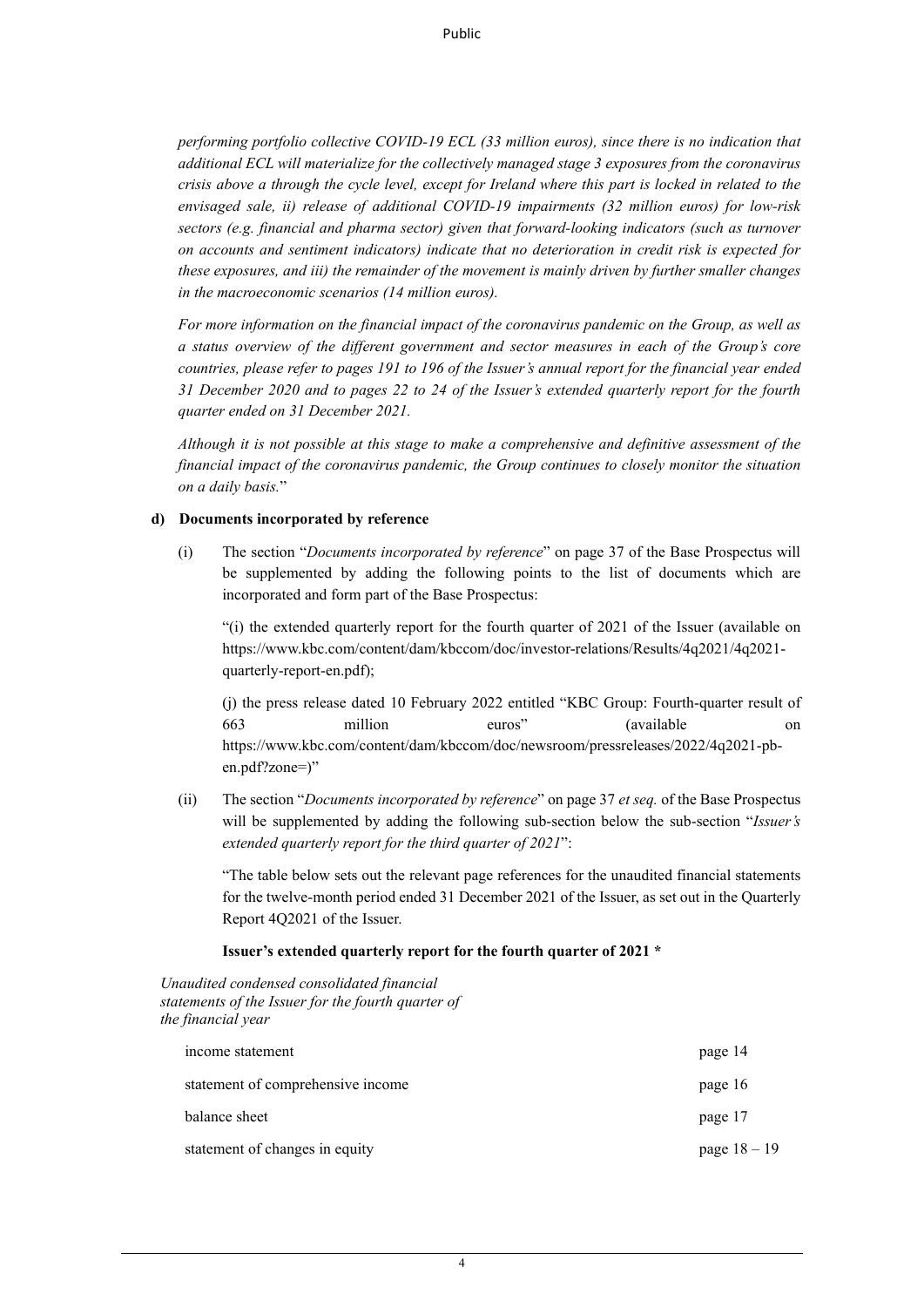*performing portfolio collective COVID-19 ECL (33 million euros), since there is no indication that additional ECL will materialize for the collectively managed stage 3 exposures from the coronavirus crisis above a through the cycle level, except for Ireland where this part is locked in related to the envisaged sale, ii) release of additional COVID-19 impairments (32 million euros) for low-risk sectors (e.g. financial and pharma sector) given that forward-looking indicators (such as turnover on accounts and sentiment indicators) indicate that no deterioration in credit risk is expected for these exposures, and iii) the remainder of the movement is mainly driven by further smaller changes in the macroeconomic scenarios (14 million euros).*

*For more information on the financial impact of the coronavirus pandemic on the Group, as well as a status overview of the different government and sector measures in each of the Group's core countries, please refer to pages 191 to 196 of the Issuer's annual report for the financial year ended 31 December 2020 and to pages 22 to 24 of the Issuer's extended quarterly report for the fourth quarter ended on 31 December 2021.*

*Although it is not possible at this stage to make a comprehensive and definitive assessment of the financial impact of the coronavirus pandemic, the Group continues to closely monitor the situation on a daily basis.*"

**d) Documents incorporated by reference**

(i) The section "*Documents incorporated by reference*" on page 37 of the Base Prospectus will be supplemented by adding the following points to the list of documents which are incorporated and form part of the Base Prospectus:

"(i) the extended quarterly report for the fourth quarter of 2021 of the Issuer (available on https://www.kbc.com/content/dam/kbccom/doc/investor-relations/Results/4q2021/4q2021-quarterly-report-en.pdf);

(j) the press release dated 10 February 2022 entitled "KBC Group: Fourth-quarter result of 663 million euros" (available on https://www.kbc.com/content/dam/kbccom/doc/newsroom/pressreleases/2022/4q2021-pb-en.pdf?zone=)"

(ii) The section "*Documents incorporated by reference*" on page 37 *et seq.* of the Base Prospectus will be supplemented by adding the following sub-section below the sub-section "*Issuer's extended quarterly report for the third quarter of 2021*":

"The table below sets out the relevant page references for the unaudited financial statements for the twelve-month period ended 31 December 2021 of the Issuer, as set out in the Quarterly Report 4Q2021 of the Issuer.

**Issuer's extended quarterly report for the fourth quarter of 2021 \***

*Unaudited condensed consolidated financial statements of the Issuer for the fourth quarter of the financial year*

| | |
|---|---|
| income statement | page 14 |
| statement of comprehensive income | page 16 |
| balance sheet | page 17 |
| statement of changes in equity | page 18 – 19 |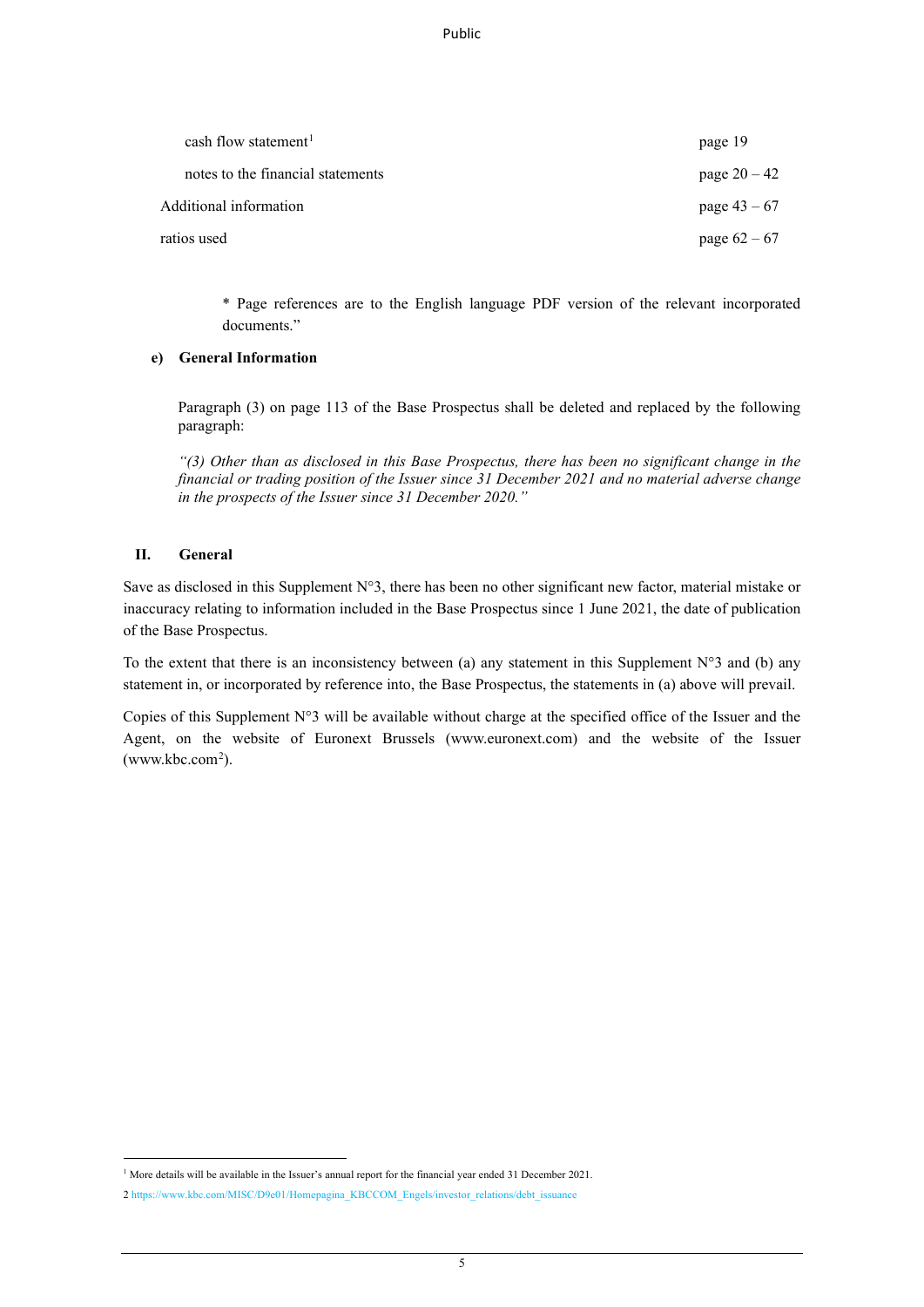| | |
|---|---|
| cash flow statement[1] | page 19 |
| notes to the financial statements | page 20 – 42 |
| Additional information | page 43 – 67 |
| ratios used | page 62 – 67 |

\* Page references are to the English language PDF version of the relevant incorporated documents."

**e) General Information**

Paragraph (3) on page 113 of the Base Prospectus shall be deleted and replaced by the following paragraph:

*"(3) Other than as disclosed in this Base Prospectus, there has been no significant change in the financial or trading position of the Issuer since 31 December 2021 and no material adverse change in the prospects of the Issuer since 31 December 2020."*

## II. General

Save as disclosed in this Supplement N°3, there has been no other significant new factor, material mistake or inaccuracy relating to information included in the Base Prospectus since 1 June 2021, the date of publication of the Base Prospectus.

To the extent that there is an inconsistency between (a) any statement in this Supplement N°3 and (b) any statement in, or incorporated by reference into, the Base Prospectus, the statements in (a) above will prevail.

Copies of this Supplement N°3 will be available without charge at the specified office of the Issuer and the Agent, on the website of Euronext Brussels (www.euronext.com) and the website of the Issuer (www.kbc.com[2]).

[1] More details will be available in the Issuer's annual report for the financial year ended 31 December 2021.

[2] https://www.kbc.com/MISC/D9e01/Homepagina_KBCCOM_Engels/investor_relations/debt_issuance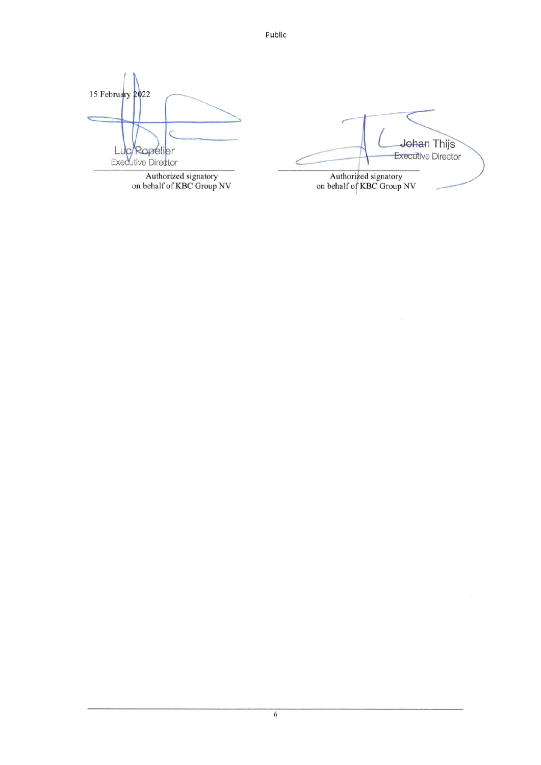15 February 2022

Luc Popelier
Executive Director

Authorized signatory
on behalf of KBC Group NV

Johan Thijs
Executive Director

Authorized signatory
on behalf of KBC Group NV